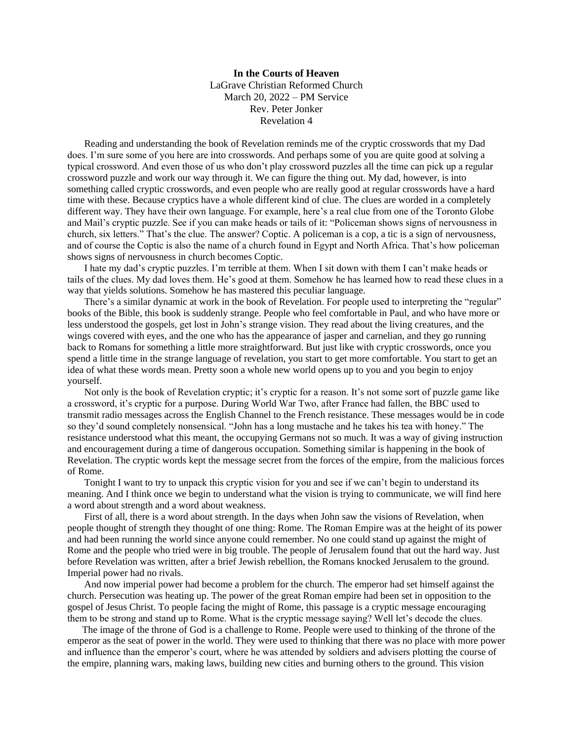**In the Courts of Heaven**
LaGrave Christian Reformed Church
March 20, 2022 – PM Service
Rev. Peter Jonker
Revelation 4

Reading and understanding the book of Revelation reminds me of the cryptic crosswords that my Dad does. I'm sure some of you here are into crosswords. And perhaps some of you are quite good at solving a typical crossword. And even those of us who don't play crossword puzzles all the time can pick up a regular crossword puzzle and work our way through it. We can figure the thing out. My dad, however, is into something called cryptic crosswords, and even people who are really good at regular crosswords have a hard time with these. Because cryptics have a whole different kind of clue. The clues are worded in a completely different way. They have their own language. For example, here's a real clue from one of the Toronto Globe and Mail's cryptic puzzle. See if you can make heads or tails of it: "Policeman shows signs of nervousness in church, six letters." That's the clue. The answer? Coptic. A policeman is a cop, a tic is a sign of nervousness, and of course the Coptic is also the name of a church found in Egypt and North Africa. That's how policeman shows signs of nervousness in church becomes Coptic.

I hate my dad's cryptic puzzles. I'm terrible at them. When I sit down with them I can't make heads or tails of the clues. My dad loves them. He's good at them. Somehow he has learned how to read these clues in a way that yields solutions. Somehow he has mastered this peculiar language.

There's a similar dynamic at work in the book of Revelation. For people used to interpreting the "regular" books of the Bible, this book is suddenly strange. People who feel comfortable in Paul, and who have more or less understood the gospels, get lost in John's strange vision. They read about the living creatures, and the wings covered with eyes, and the one who has the appearance of jasper and carnelian, and they go running back to Romans for something a little more straightforward. But just like with cryptic crosswords, once you spend a little time in the strange language of revelation, you start to get more comfortable. You start to get an idea of what these words mean. Pretty soon a whole new world opens up to you and you begin to enjoy yourself.

Not only is the book of Revelation cryptic; it's cryptic for a reason. It's not some sort of puzzle game like a crossword, it's cryptic for a purpose. During World War Two, after France had fallen, the BBC used to transmit radio messages across the English Channel to the French resistance. These messages would be in code so they'd sound completely nonsensical. "John has a long mustache and he takes his tea with honey." The resistance understood what this meant, the occupying Germans not so much. It was a way of giving instruction and encouragement during a time of dangerous occupation. Something similar is happening in the book of Revelation. The cryptic words kept the message secret from the forces of the empire, from the malicious forces of Rome.

Tonight I want to try to unpack this cryptic vision for you and see if we can't begin to understand its meaning. And I think once we begin to understand what the vision is trying to communicate, we will find here a word about strength and a word about weakness.

First of all, there is a word about strength. In the days when John saw the visions of Revelation, when people thought of strength they thought of one thing: Rome. The Roman Empire was at the height of its power and had been running the world since anyone could remember. No one could stand up against the might of Rome and the people who tried were in big trouble. The people of Jerusalem found that out the hard way. Just before Revelation was written, after a brief Jewish rebellion, the Romans knocked Jerusalem to the ground. Imperial power had no rivals.

And now imperial power had become a problem for the church. The emperor had set himself against the church. Persecution was heating up. The power of the great Roman empire had been set in opposition to the gospel of Jesus Christ. To people facing the might of Rome, this passage is a cryptic message encouraging them to be strong and stand up to Rome. What is the cryptic message saying? Well let's decode the clues.

The image of the throne of God is a challenge to Rome. People were used to thinking of the throne of the emperor as the seat of power in the world. They were used to thinking that there was no place with more power and influence than the emperor's court, where he was attended by soldiers and advisers plotting the course of the empire, planning wars, making laws, building new cities and burning others to the ground. This vision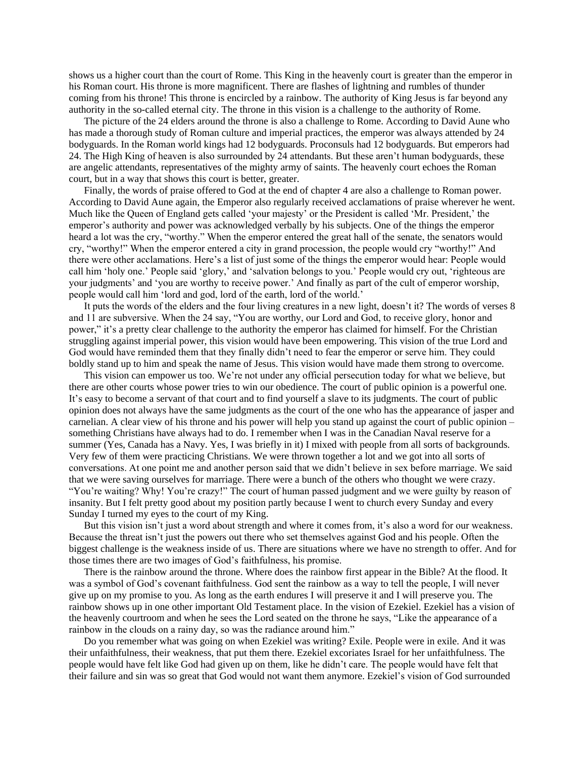shows us a higher court than the court of Rome. This King in the heavenly court is greater than the emperor in his Roman court. His throne is more magnificent. There are flashes of lightning and rumbles of thunder coming from his throne! This throne is encircled by a rainbow. The authority of King Jesus is far beyond any authority in the so-called eternal city. The throne in this vision is a challenge to the authority of Rome.

The picture of the 24 elders around the throne is also a challenge to Rome. According to David Aune who has made a thorough study of Roman culture and imperial practices, the emperor was always attended by 24 bodyguards. In the Roman world kings had 12 bodyguards. Proconsuls had 12 bodyguards. But emperors had 24. The High King of heaven is also surrounded by 24 attendants. But these aren't human bodyguards, these are angelic attendants, representatives of the mighty army of saints. The heavenly court echoes the Roman court, but in a way that shows this court is better, greater.

Finally, the words of praise offered to God at the end of chapter 4 are also a challenge to Roman power. According to David Aune again, the Emperor also regularly received acclamations of praise wherever he went. Much like the Queen of England gets called 'your majesty' or the President is called 'Mr. President,' the emperor's authority and power was acknowledged verbally by his subjects. One of the things the emperor heard a lot was the cry, "worthy." When the emperor entered the great hall of the senate, the senators would cry, "worthy!" When the emperor entered a city in grand procession, the people would cry "worthy!" And there were other acclamations. Here's a list of just some of the things the emperor would hear: People would call him 'holy one.' People said 'glory,' and 'salvation belongs to you.' People would cry out, 'righteous are your judgments' and 'you are worthy to receive power.' And finally as part of the cult of emperor worship, people would call him 'lord and god, lord of the earth, lord of the world.'

It puts the words of the elders and the four living creatures in a new light, doesn't it? The words of verses 8 and 11 are subversive. When the 24 say, "You are worthy, our Lord and God, to receive glory, honor and power," it's a pretty clear challenge to the authority the emperor has claimed for himself. For the Christian struggling against imperial power, this vision would have been empowering. This vision of the true Lord and God would have reminded them that they finally didn't need to fear the emperor or serve him. They could boldly stand up to him and speak the name of Jesus. This vision would have made them strong to overcome.

This vision can empower us too. We're not under any official persecution today for what we believe, but there are other courts whose power tries to win our obedience. The court of public opinion is a powerful one. It's easy to become a servant of that court and to find yourself a slave to its judgments. The court of public opinion does not always have the same judgments as the court of the one who has the appearance of jasper and carnelian. A clear view of his throne and his power will help you stand up against the court of public opinion – something Christians have always had to do. I remember when I was in the Canadian Naval reserve for a summer (Yes, Canada has a Navy. Yes, I was briefly in it) I mixed with people from all sorts of backgrounds. Very few of them were practicing Christians. We were thrown together a lot and we got into all sorts of conversations. At one point me and another person said that we didn't believe in sex before marriage. We said that we were saving ourselves for marriage. There were a bunch of the others who thought we were crazy. "You're waiting? Why! You're crazy!" The court of human passed judgment and we were guilty by reason of insanity. But I felt pretty good about my position partly because I went to church every Sunday and every Sunday I turned my eyes to the court of my King.

But this vision isn't just a word about strength and where it comes from, it's also a word for our weakness. Because the threat isn't just the powers out there who set themselves against God and his people. Often the biggest challenge is the weakness inside of us. There are situations where we have no strength to offer. And for those times there are two images of God's faithfulness, his promise.

There is the rainbow around the throne. Where does the rainbow first appear in the Bible? At the flood. It was a symbol of God's covenant faithfulness. God sent the rainbow as a way to tell the people, I will never give up on my promise to you. As long as the earth endures I will preserve it and I will preserve you. The rainbow shows up in one other important Old Testament place. In the vision of Ezekiel. Ezekiel has a vision of the heavenly courtroom and when he sees the Lord seated on the throne he says, "Like the appearance of a rainbow in the clouds on a rainy day, so was the radiance around him."

Do you remember what was going on when Ezekiel was writing? Exile. People were in exile. And it was their unfaithfulness, their weakness, that put them there. Ezekiel excoriates Israel for her unfaithfulness. The people would have felt like God had given up on them, like he didn't care. The people would have felt that their failure and sin was so great that God would not want them anymore. Ezekiel's vision of God surrounded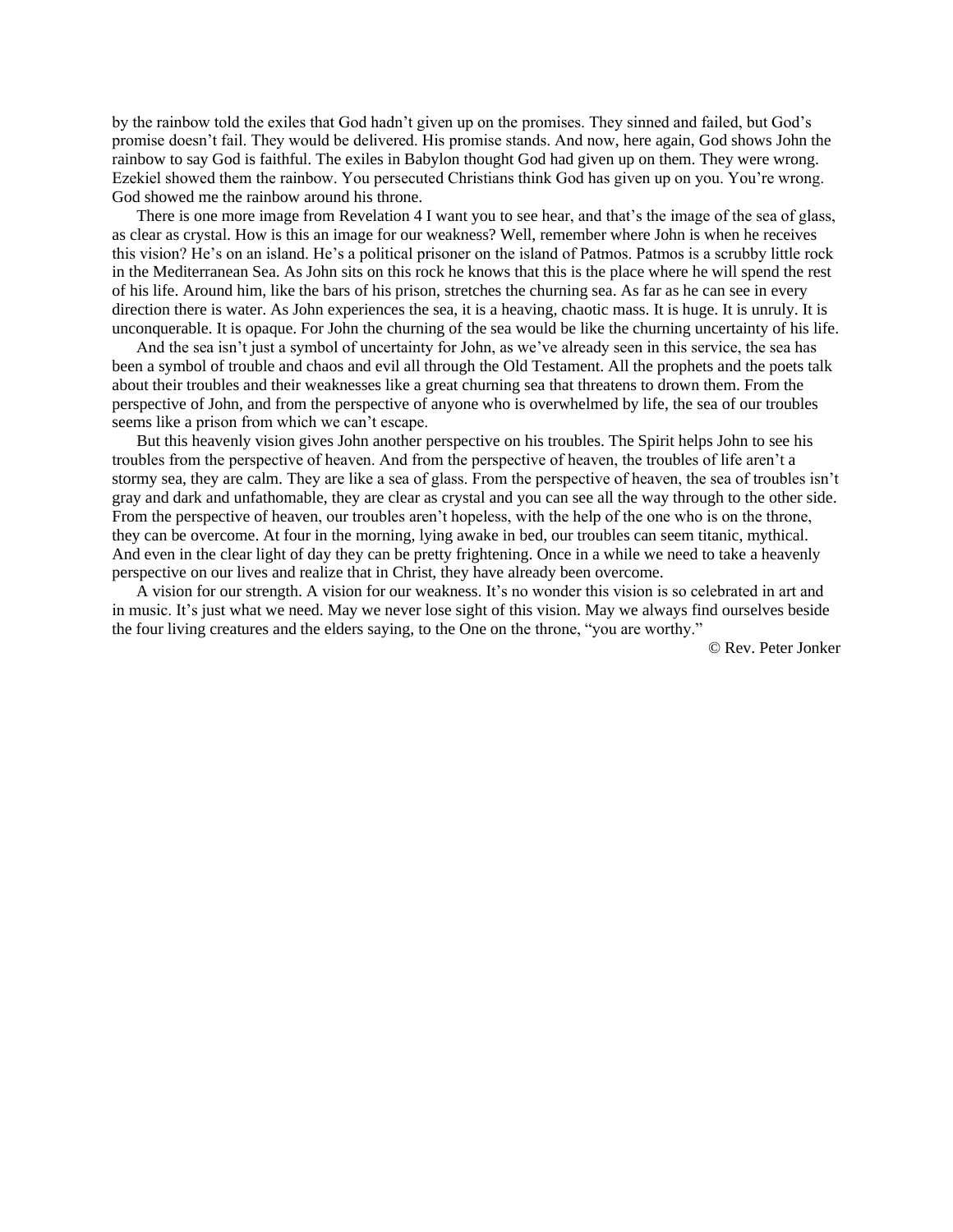by the rainbow told the exiles that God hadn't given up on the promises. They sinned and failed, but God's promise doesn't fail. They would be delivered. His promise stands. And now, here again, God shows John the rainbow to say God is faithful. The exiles in Babylon thought God had given up on them. They were wrong. Ezekiel showed them the rainbow. You persecuted Christians think God has given up on you. You're wrong. God showed me the rainbow around his throne.

There is one more image from Revelation 4 I want you to see hear, and that's the image of the sea of glass, as clear as crystal. How is this an image for our weakness? Well, remember where John is when he receives this vision? He's on an island. He's a political prisoner on the island of Patmos. Patmos is a scrubby little rock in the Mediterranean Sea. As John sits on this rock he knows that this is the place where he will spend the rest of his life. Around him, like the bars of his prison, stretches the churning sea. As far as he can see in every direction there is water. As John experiences the sea, it is a heaving, chaotic mass. It is huge. It is unruly. It is unconquerable. It is opaque. For John the churning of the sea would be like the churning uncertainty of his life.

And the sea isn't just a symbol of uncertainty for John, as we've already seen in this service, the sea has been a symbol of trouble and chaos and evil all through the Old Testament. All the prophets and the poets talk about their troubles and their weaknesses like a great churning sea that threatens to drown them. From the perspective of John, and from the perspective of anyone who is overwhelmed by life, the sea of our troubles seems like a prison from which we can't escape.

But this heavenly vision gives John another perspective on his troubles. The Spirit helps John to see his troubles from the perspective of heaven. And from the perspective of heaven, the troubles of life aren't a stormy sea, they are calm. They are like a sea of glass. From the perspective of heaven, the sea of troubles isn't gray and dark and unfathomable, they are clear as crystal and you can see all the way through to the other side. From the perspective of heaven, our troubles aren't hopeless, with the help of the one who is on the throne, they can be overcome. At four in the morning, lying awake in bed, our troubles can seem titanic, mythical. And even in the clear light of day they can be pretty frightening. Once in a while we need to take a heavenly perspective on our lives and realize that in Christ, they have already been overcome.

A vision for our strength. A vision for our weakness. It's no wonder this vision is so celebrated in art and in music. It's just what we need. May we never lose sight of this vision. May we always find ourselves beside the four living creatures and the elders saying, to the One on the throne, "you are worthy."

© Rev. Peter Jonker